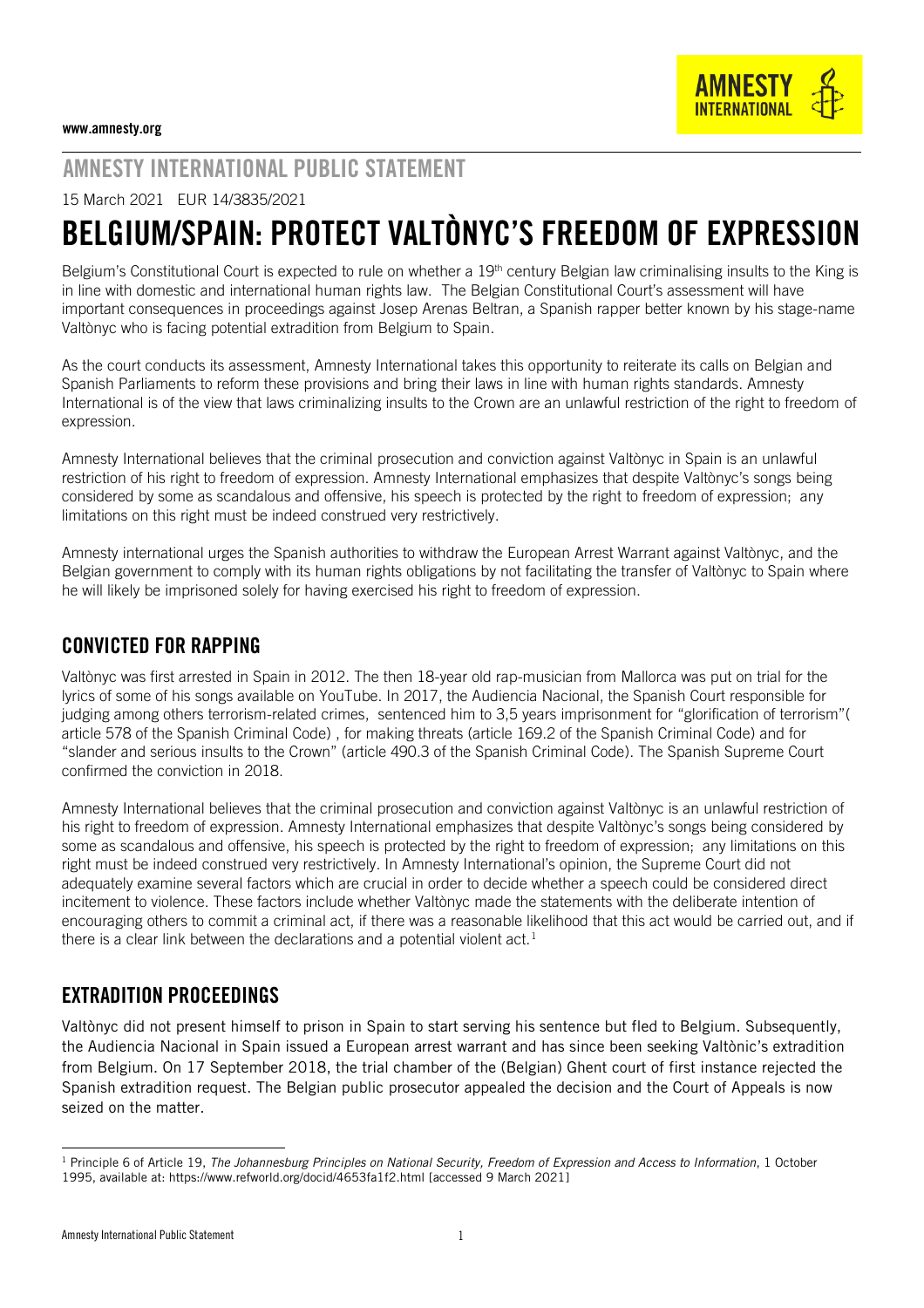www.amnesty.org

## AMNESTY INTERNATIONAL PUBLIC STATEMENT

15 March 2021 EUR 14/3835/2021

# BELGIUM/SPAIN: PROTECT VALTÒNYC'S FREEDOM OF EXPRESSION

Belgium's Constitutional Court is expected to rule on whether a 19th century Belgian law criminalising insults to the King is in line with domestic and international human rights law. The Belgian Constitutional Court's assessment will have important consequences in proceedings against Josep Arenas Beltran, a Spanish rapper better known by his stage-name Valtònyc who is facing potential extradition from Belgium to Spain.

As the court conducts its assessment, Amnesty International takes this opportunity to reiterate its calls on Belgian and Spanish Parliaments to reform these provisions and bring their laws in line with human rights standards. Amnesty International is of the view that laws criminalizing insults to the Crown are an unlawful restriction of the right to freedom of expression.

Amnesty International believes that the criminal prosecution and conviction against Valtònyc in Spain is an unlawful restriction of his right to freedom of expression. Amnesty International emphasizes that despite Valtònyc's songs being considered by some as scandalous and offensive, his speech is protected by the right to freedom of expression; any limitations on this right must be indeed construed very restrictively.

Amnesty international urges the Spanish authorities to withdraw the European Arrest Warrant against Valtònyc, and the Belgian government to comply with its human rights obligations by not facilitating the transfer of Valtònyc to Spain where he will likely be imprisoned solely for having exercised his right to freedom of expression.

## CONVICTED FOR RAPPING

Valtònyc was first arrested in Spain in 2012. The then 18-year old rap-musician from Mallorca was put on trial for the lyrics of some of his songs available on YouTube. In 2017, the Audiencia Nacional, the Spanish Court responsible for judging among others terrorism-related crimes, sentenced him to 3,5 years imprisonment for "glorification of terrorism"( article 578 of the Spanish Criminal Code) , for making threats (article 169.2 of the Spanish Criminal Code) and for "slander and serious insults to the Crown" (article 490.3 of the Spanish Criminal Code). The Spanish Supreme Court confirmed the conviction in 2018.

Amnesty International believes that the criminal prosecution and conviction against Valtònyc is an unlawful restriction of his right to freedom of expression. Amnesty International emphasizes that despite Valtònyc's songs being considered by some as scandalous and offensive, his speech is protected by the right to freedom of expression; any limitations on this right must be indeed construed very restrictively. In Amnesty International's opinion, the Supreme Court did not adequately examine several factors which are crucial in order to decide whether a speech could be considered direct incitement to violence. These factors include whether Valtònyc made the statements with the deliberate intention of encouraging others to commit a criminal act, if there was a reasonable likelihood that this act would be carried out, and if there is a clear link between the declarations and a potential violent act.[1]

## EXTRADITION PROCEEDINGS

Valtònyc did not present himself to prison in Spain to start serving his sentence but fled to Belgium. Subsequently, the Audiencia Nacional in Spain issued a European arrest warrant and has since been seeking Valtònic's extradition from Belgium. On 17 September 2018, the trial chamber of the (Belgian) Ghent court of first instance rejected the Spanish extradition request. The Belgian public prosecutor appealed the decision and the Court of Appeals is now seized on the matter.

[1] Principle 6 of Article 19, *The Johannesburg Principles on National Security, Freedom of Expression and Access to Information*, 1 October 1995, available at: https://www.refworld.org/docid/4653fa1f2.html [accessed 9 March 2021]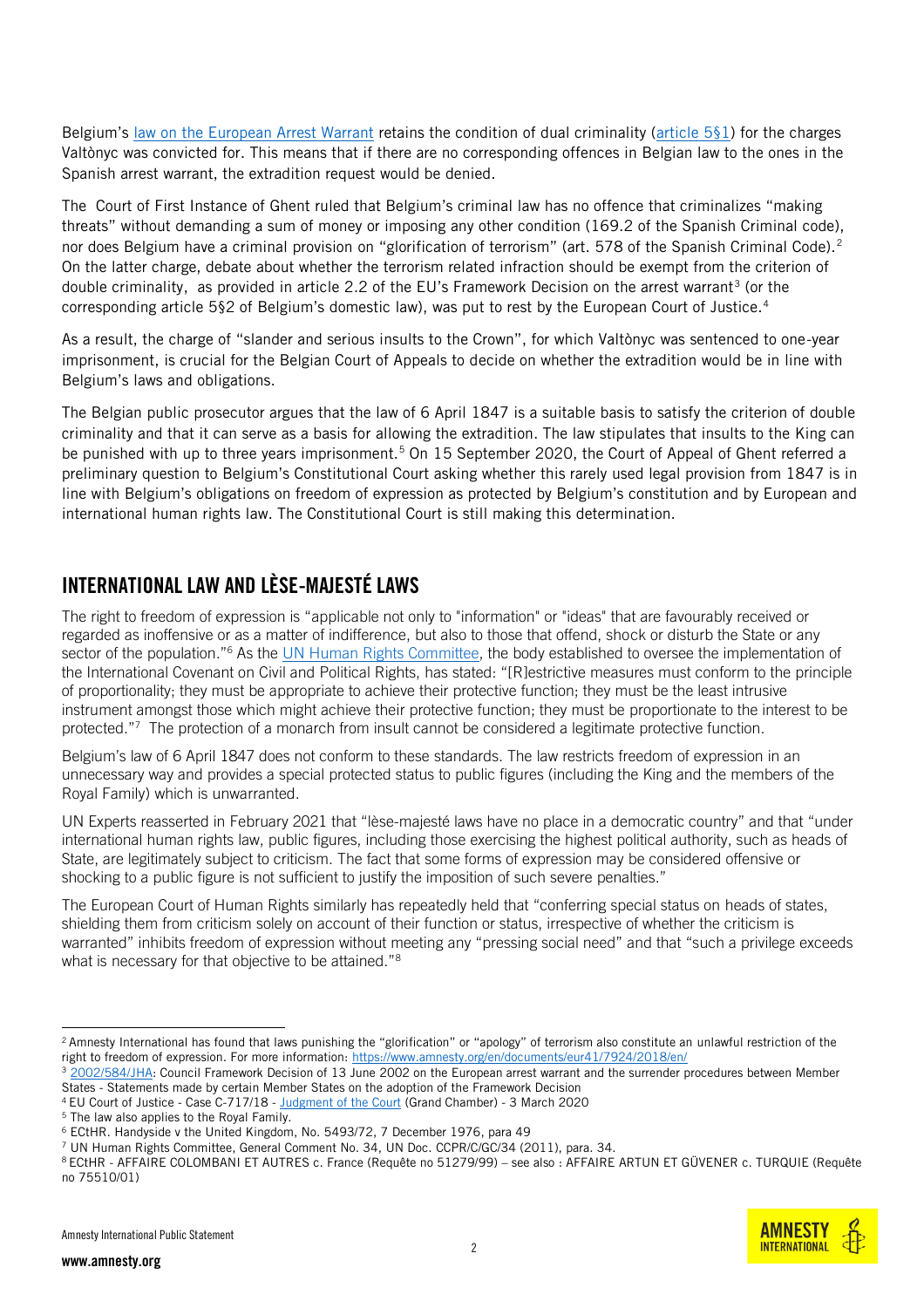Belgium's law on the European Arrest Warrant retains the condition of dual criminality (article 5§1) for the charges Valtònyc was convicted for. This means that if there are no corresponding offences in Belgian law to the ones in the Spanish arrest warrant, the extradition request would be denied.

The Court of First Instance of Ghent ruled that Belgium's criminal law has no offence that criminalizes "making threats" without demanding a sum of money or imposing any other condition (169.2 of the Spanish Criminal code), nor does Belgium have a criminal provision on "glorification of terrorism" (art. 578 of the Spanish Criminal Code).[2] On the latter charge, debate about whether the terrorism related infraction should be exempt from the criterion of double criminality, as provided in article 2.2 of the EU's Framework Decision on the arrest warrant[3] (or the corresponding article 5§2 of Belgium's domestic law), was put to rest by the European Court of Justice.[4]

As a result, the charge of "slander and serious insults to the Crown", for which Valtònyc was sentenced to one-year imprisonment, is crucial for the Belgian Court of Appeals to decide on whether the extradition would be in line with Belgium's laws and obligations.

The Belgian public prosecutor argues that the law of 6 April 1847 is a suitable basis to satisfy the criterion of double criminality and that it can serve as a basis for allowing the extradition. The law stipulates that insults to the King can be punished with up to three years imprisonment.[5] On 15 September 2020, the Court of Appeal of Ghent referred a preliminary question to Belgium's Constitutional Court asking whether this rarely used legal provision from 1847 is in line with Belgium's obligations on freedom of expression as protected by Belgium's constitution and by European and international human rights law. The Constitutional Court is still making this determination.

## INTERNATIONAL LAW AND LÈSE-MAJESTÉ LAWS

The right to freedom of expression is "applicable not only to "information" or "ideas" that are favourably received or regarded as inoffensive or as a matter of indifference, but also to those that offend, shock or disturb the State or any sector of the population."[6] As the UN Human Rights Committee, the body established to oversee the implementation of the International Covenant on Civil and Political Rights, has stated: "[R]estrictive measures must conform to the principle of proportionality; they must be appropriate to achieve their protective function; they must be the least intrusive instrument amongst those which might achieve their protective function; they must be proportionate to the interest to be protected."[7] The protection of a monarch from insult cannot be considered a legitimate protective function.

Belgium's law of 6 April 1847 does not conform to these standards. The law restricts freedom of expression in an unnecessary way and provides a special protected status to public figures (including the King and the members of the Royal Family) which is unwarranted.

UN Experts reasserted in February 2021 that "lèse-majesté laws have no place in a democratic country" and that "under international human rights law, public figures, including those exercising the highest political authority, such as heads of State, are legitimately subject to criticism. The fact that some forms of expression may be considered offensive or shocking to a public figure is not sufficient to justify the imposition of such severe penalties."

The European Court of Human Rights similarly has repeatedly held that "conferring special status on heads of states, shielding them from criticism solely on account of their function or status, irrespective of whether the criticism is warranted" inhibits freedom of expression without meeting any "pressing social need" and that "such a privilege exceeds what is necessary for that objective to be attained."[8]

---

[2] Amnesty International has found that laws punishing the "glorification" or "apology" of terrorism also constitute an unlawful restriction of the right to freedom of expression. For more information: https://www.amnesty.org/en/documents/eur41/7924/2018/en/

[3] 2002/584/JHA: Council Framework Decision of 13 June 2002 on the European arrest warrant and the surrender procedures between Member States - Statements made by certain Member States on the adoption of the Framework Decision

[4] EU Court of Justice - Case C-717/18 - Judgment of the Court (Grand Chamber) - 3 March 2020

[5] The law also applies to the Royal Family.

[6] ECtHR. Handyside v the United Kingdom, No. 5493/72, 7 December 1976, para 49

[7] UN Human Rights Committee, General Comment No. 34, UN Doc. CCPR/C/GC/34 (2011), para. 34.

[8] ECtHR - AFFAIRE COLOMBANI ET AUTRES c. France (Requête no 51279/99) – see also : AFFAIRE ARTUN ET GÜVENER c. TURQUIE (Requête no 75510/01)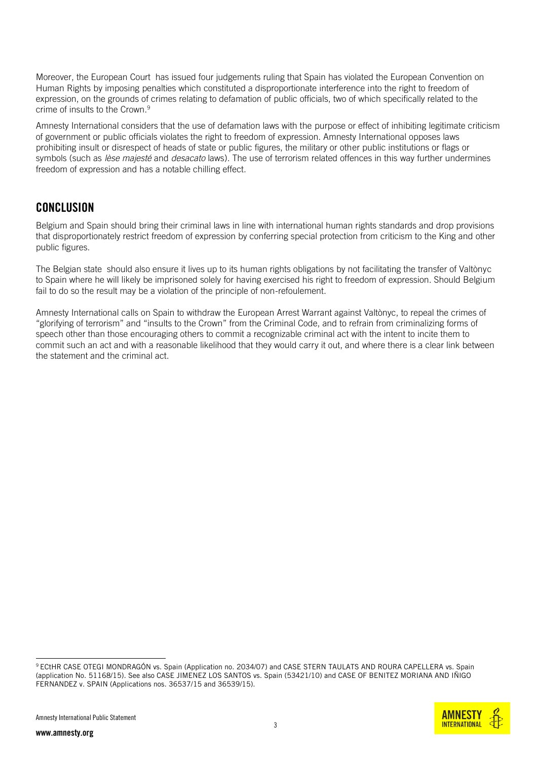Moreover, the European Court has issued four judgements ruling that Spain has violated the European Convention on Human Rights by imposing penalties which constituted a disproportionate interference into the right to freedom of expression, on the grounds of crimes relating to defamation of public officials, two of which specifically related to the crime of insults to the Crown.[9]

Amnesty International considers that the use of defamation laws with the purpose or effect of inhibiting legitimate criticism of government or public officials violates the right to freedom of expression. Amnesty International opposes laws prohibiting insult or disrespect of heads of state or public figures, the military or other public institutions or flags or symbols (such as *lèse majesté* and *desacato* laws). The use of terrorism related offences in this way further undermines freedom of expression and has a notable chilling effect.

## CONCLUSION

Belgium and Spain should bring their criminal laws in line with international human rights standards and drop provisions that disproportionately restrict freedom of expression by conferring special protection from criticism to the King and other public figures.

The Belgian state should also ensure it lives up to its human rights obligations by not facilitating the transfer of Valtònyc to Spain where he will likely be imprisoned solely for having exercised his right to freedom of expression. Should Belgium fail to do so the result may be a violation of the principle of non-refoulement.

Amnesty International calls on Spain to withdraw the European Arrest Warrant against Valtònyc, to repeal the crimes of "glorifying of terrorism" and "insults to the Crown" from the Criminal Code, and to refrain from criminalizing forms of speech other than those encouraging others to commit a recognizable criminal act with the intent to incite them to commit such an act and with a reasonable likelihood that they would carry it out, and where there is a clear link between the statement and the criminal act.

[9] ECtHR CASE OTEGI MONDRAGÓN vs. Spain (Application no. 2034/07) and CASE STERN TAULATS AND ROURA CAPELLERA vs. Spain (application No. 51168/15). See also CASE JIMENEZ LOS SANTOS vs. Spain (53421/10) and CASE OF BENITEZ MORIANA AND IÑIGO FERNANDEZ v. SPAIN (Applications nos. 36537/15 and 36539/15).